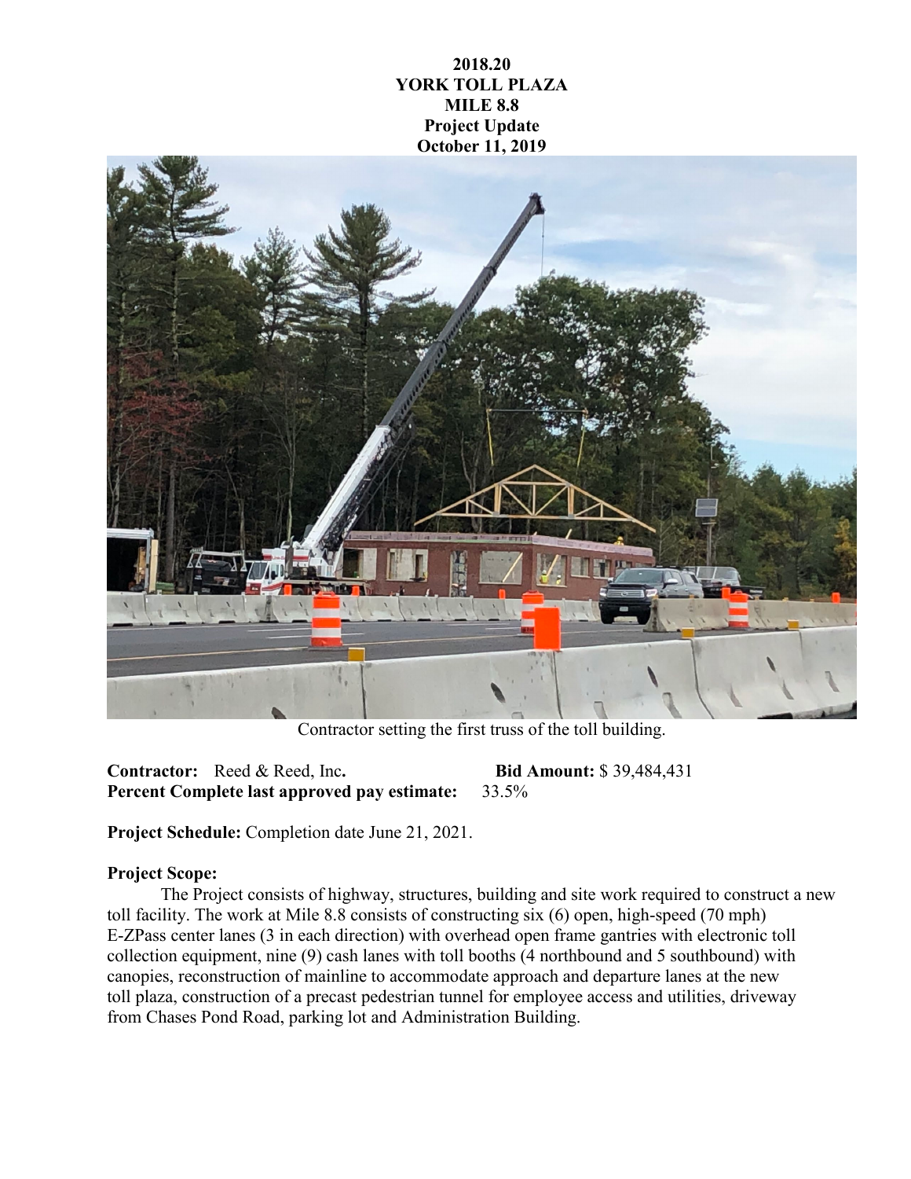**2018.20**
**YORK TOLL PLAZA**
**MILE 8.8**
**Project Update**
**October 11, 2019**

Contractor setting the first truss of the toll building.

**Contractor:** Reed & Reed, Inc**.** **Bid Amount:** $ 39,484,431
**Percent Complete last approved pay estimate:** 33.5%

**Project Schedule:** Completion date June 21, 2021.

**Project Scope:**

The Project consists of highway, structures, building and site work required to construct a new toll facility. The work at Mile 8.8 consists of constructing six (6) open, high-speed (70 mph) E-ZPass center lanes (3 in each direction) with overhead open frame gantries with electronic toll collection equipment, nine (9) cash lanes with toll booths (4 northbound and 5 southbound) with canopies, reconstruction of mainline to accommodate approach and departure lanes at the new toll plaza, construction of a precast pedestrian tunnel for employee access and utilities, driveway from Chases Pond Road, parking lot and Administration Building.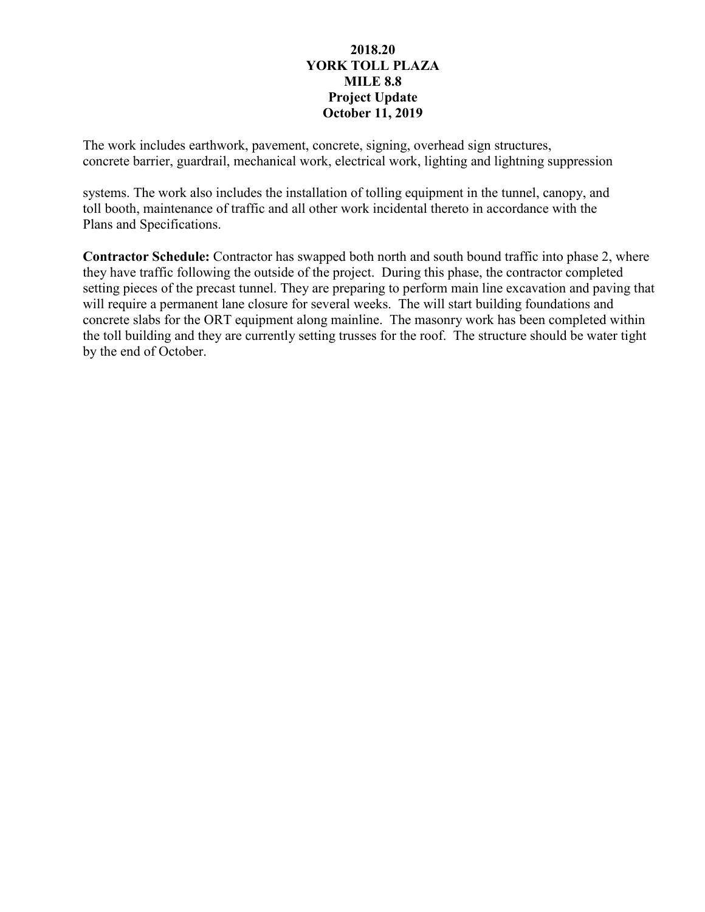**2018.20**
**YORK TOLL PLAZA**
**MILE 8.8**
**Project Update**
**October 11, 2019**

The work includes earthwork, pavement, concrete, signing, overhead sign structures, concrete barrier, guardrail, mechanical work, electrical work, lighting and lightning suppression

systems. The work also includes the installation of tolling equipment in the tunnel, canopy, and toll booth, maintenance of traffic and all other work incidental thereto in accordance with the Plans and Specifications.

**Contractor Schedule:** Contractor has swapped both north and south bound traffic into phase 2, where they have traffic following the outside of the project. During this phase, the contractor completed setting pieces of the precast tunnel. They are preparing to perform main line excavation and paving that will require a permanent lane closure for several weeks. The will start building foundations and concrete slabs for the ORT equipment along mainline. The masonry work has been completed within the toll building and they are currently setting trusses for the roof. The structure should be water tight by the end of October.